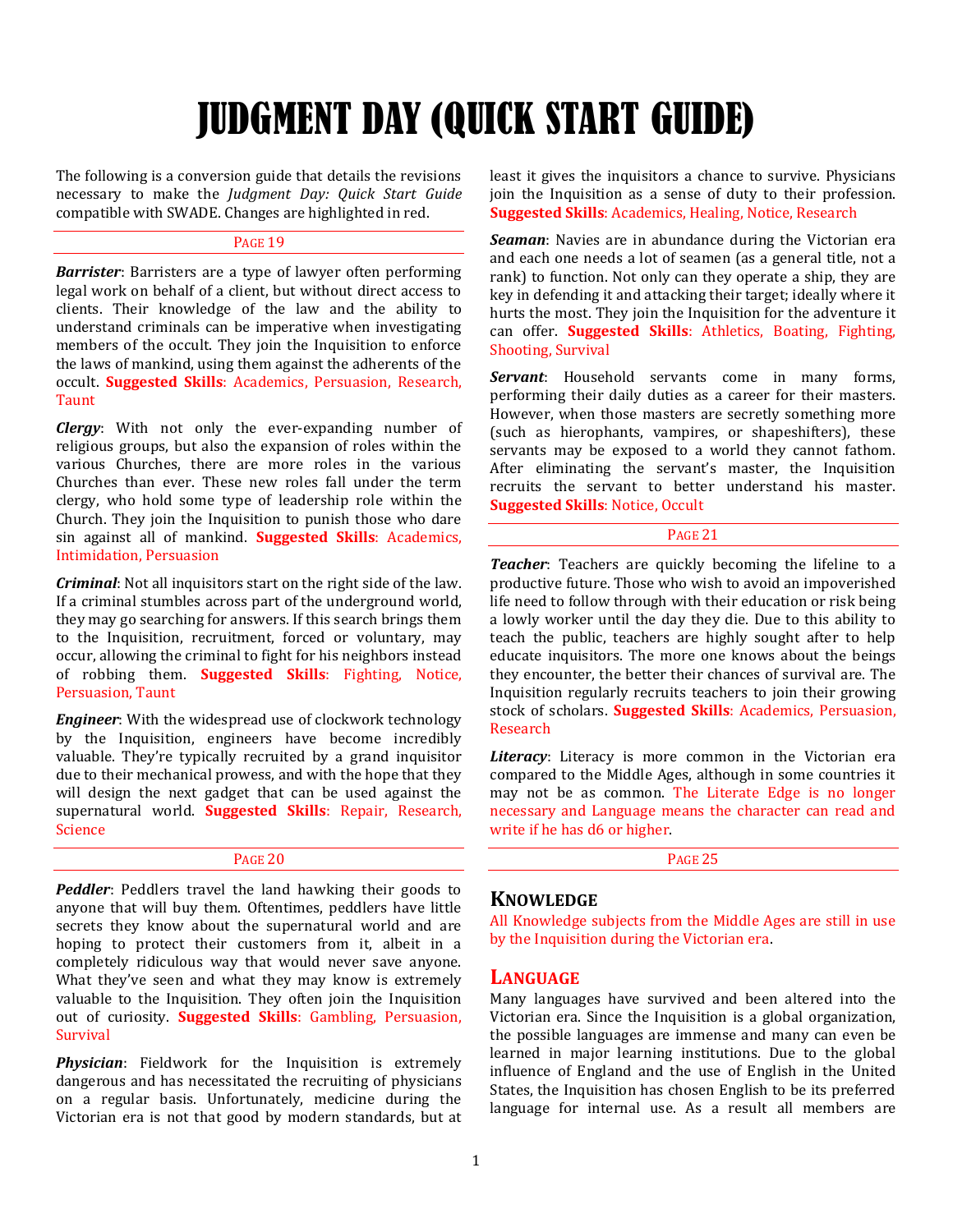# JUDGMENT DAY (QUICK START GUIDE)

The following is a conversion guide that details the revisions necessary to make the *Judgment Day: Quick Start Guide* compatible with SWADE. Changes are highlighted in red.

PAGE 19

***Barrister***: Barristers are a type of lawyer often performing legal work on behalf of a client, but without direct access to clients. Their knowledge of the law and the ability to understand criminals can be imperative when investigating members of the occult. They join the Inquisition to enforce the laws of mankind, using them against the adherents of the occult. **Suggested Skills**: Academics, Persuasion, Research, Taunt

***Clergy***: With not only the ever-expanding number of religious groups, but also the expansion of roles within the various Churches, there are more roles in the various Churches than ever. These new roles fall under the term clergy, who hold some type of leadership role within the Church. They join the Inquisition to punish those who dare sin against all of mankind. **Suggested Skills**: Academics, Intimidation, Persuasion

***Criminal***: Not all inquisitors start on the right side of the law. If a criminal stumbles across part of the underground world, they may go searching for answers. If this search brings them to the Inquisition, recruitment, forced or voluntary, may occur, allowing the criminal to fight for his neighbors instead of robbing them. **Suggested Skills**: Fighting, Notice, Persuasion, Taunt

***Engineer***: With the widespread use of clockwork technology by the Inquisition, engineers have become incredibly valuable. They're typically recruited by a grand inquisitor due to their mechanical prowess, and with the hope that they will design the next gadget that can be used against the supernatural world. **Suggested Skills**: Repair, Research, Science

PAGE 20

***Peddler***: Peddlers travel the land hawking their goods to anyone that will buy them. Oftentimes, peddlers have little secrets they know about the supernatural world and are hoping to protect their customers from it, albeit in a completely ridiculous way that would never save anyone. What they've seen and what they may know is extremely valuable to the Inquisition. They often join the Inquisition out of curiosity. **Suggested Skills**: Gambling, Persuasion, Survival

***Physician***: Fieldwork for the Inquisition is extremely dangerous and has necessitated the recruiting of physicians on a regular basis. Unfortunately, medicine during the Victorian era is not that good by modern standards, but at least it gives the inquisitors a chance to survive. Physicians join the Inquisition as a sense of duty to their profession. **Suggested Skills**: Academics, Healing, Notice, Research

***Seaman***: Navies are in abundance during the Victorian era and each one needs a lot of seamen (as a general title, not a rank) to function. Not only can they operate a ship, they are key in defending it and attacking their target; ideally where it hurts the most. They join the Inquisition for the adventure it can offer. **Suggested Skills**: Athletics, Boating, Fighting, Shooting, Survival

***Servant***: Household servants come in many forms, performing their daily duties as a career for their masters. However, when those masters are secretly something more (such as hierophants, vampires, or shapeshifters), these servants may be exposed to a world they cannot fathom. After eliminating the servant's master, the Inquisition recruits the servant to better understand his master. **Suggested Skills**: Notice, Occult

PAGE 21

***Teacher***: Teachers are quickly becoming the lifeline to a productive future. Those who wish to avoid an impoverished life need to follow through with their education or risk being a lowly worker until the day they die. Due to this ability to teach the public, teachers are highly sought after to help educate inquisitors. The more one knows about the beings they encounter, the better their chances of survival are. The Inquisition regularly recruits teachers to join their growing stock of scholars. **Suggested Skills**: Academics, Persuasion, Research

***Literacy***: Literacy is more common in the Victorian era compared to the Middle Ages, although in some countries it may not be as common. The Literate Edge is no longer necessary and Language means the character can read and write if he has d6 or higher.

PAGE 25

## KNOWLEDGE

All Knowledge subjects from the Middle Ages are still in use by the Inquisition during the Victorian era.

## LANGUAGE

Many languages have survived and been altered into the Victorian era. Since the Inquisition is a global organization, the possible languages are immense and many can even be learned in major learning institutions. Due to the global influence of England and the use of English in the United States, the Inquisition has chosen English to be its preferred language for internal use. As a result all members are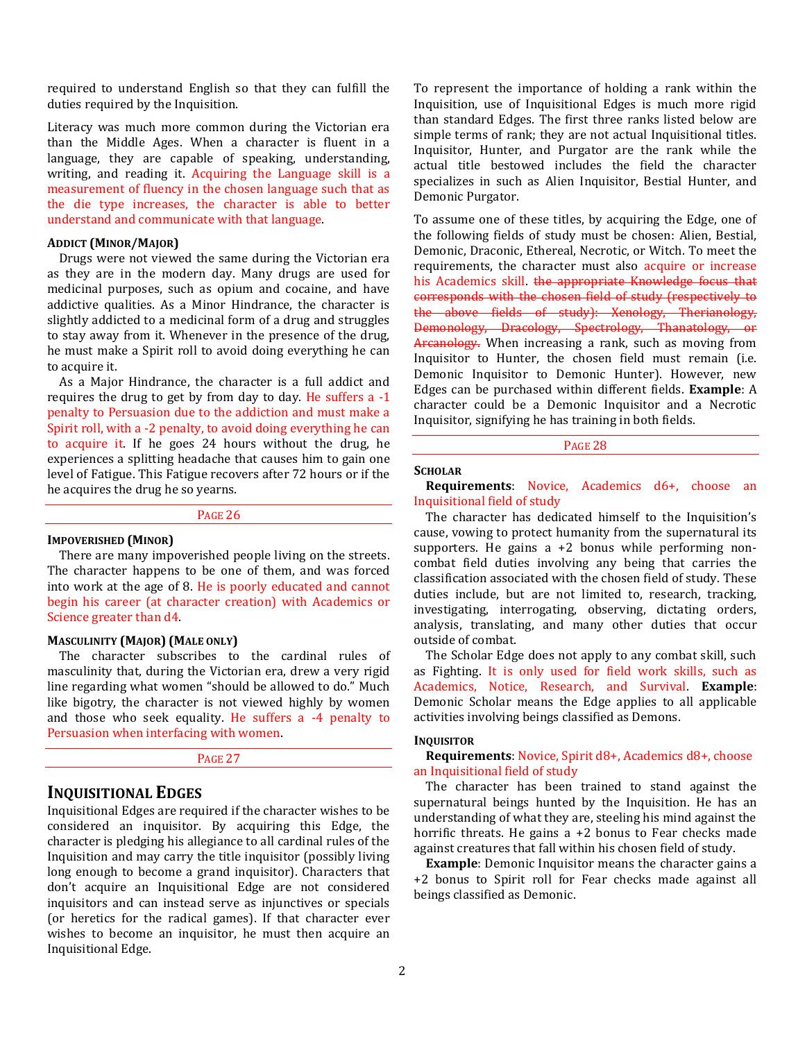required to understand English so that they can fulfill the duties required by the Inquisition.

Literacy was much more common during the Victorian era than the Middle Ages. When a character is fluent in a language, they are capable of speaking, understanding, writing, and reading it. Acquiring the Language skill is a measurement of fluency in the chosen language such that as the die type increases, the character is able to better understand and communicate with that language.

#### ADDICT (MINOR/MAJOR)

Drugs were not viewed the same during the Victorian era as they are in the modern day. Many drugs are used for medicinal purposes, such as opium and cocaine, and have addictive qualities. As a Minor Hindrance, the character is slightly addicted to a medicinal form of a drug and struggles to stay away from it. Whenever in the presence of the drug, he must make a Spirit roll to avoid doing everything he can to acquire it.

As a Major Hindrance, the character is a full addict and requires the drug to get by from day to day. He suffers a -1 penalty to Persuasion due to the addiction and must make a Spirit roll, with a -2 penalty, to avoid doing everything he can to acquire it. If he goes 24 hours without the drug, he experiences a splitting headache that causes him to gain one level of Fatigue. This Fatigue recovers after 72 hours or if the he acquires the drug he so yearns.

PAGE 26

#### IMPOVERISHED (MINOR)

There are many impoverished people living on the streets. The character happens to be one of them, and was forced into work at the age of 8. He is poorly educated and cannot begin his career (at character creation) with Academics or Science greater than d4.

#### MASCULINITY (MAJOR) (MALE ONLY)

The character subscribes to the cardinal rules of masculinity that, during the Victorian era, drew a very rigid line regarding what women "should be allowed to do." Much like bigotry, the character is not viewed highly by women and those who seek equality. He suffers a -4 penalty to Persuasion when interfacing with women.

PAGE 27

## INQUISITIONAL EDGES

Inquisitional Edges are required if the character wishes to be considered an inquisitor. By acquiring this Edge, the character is pledging his allegiance to all cardinal rules of the Inquisition and may carry the title inquisitor (possibly living long enough to become a grand inquisitor). Characters that don't acquire an Inquisitional Edge are not considered inquisitors and can instead serve as injunctives or specials (or heretics for the radical games). If that character ever wishes to become an inquisitor, he must then acquire an Inquisitional Edge.

To represent the importance of holding a rank within the Inquisition, use of Inquisitional Edges is much more rigid than standard Edges. The first three ranks listed below are simple terms of rank; they are not actual Inquisitional titles. Inquisitor, Hunter, and Purgator are the rank while the actual title bestowed includes the field the character specializes in such as Alien Inquisitor, Bestial Hunter, and Demonic Purgator.

To assume one of these titles, by acquiring the Edge, one of the following fields of study must be chosen: Alien, Bestial, Demonic, Draconic, Ethereal, Necrotic, or Witch. To meet the requirements, the character must also acquire or increase his Academics skill. ~~the appropriate Knowledge focus that corresponds with the chosen field of study (respectively to the above fields of study): Xenology, Therianology, Demonology, Dracology, Spectrology, Thanatology, or Arcanology.~~ When increasing a rank, such as moving from Inquisitor to Hunter, the chosen field must remain (i.e. Demonic Inquisitor to Demonic Hunter). However, new Edges can be purchased within different fields. **Example**: A character could be a Demonic Inquisitor and a Necrotic Inquisitor, signifying he has training in both fields.

PAGE 28

#### SCHOLAR

**Requirements**: Novice, Academics d6+, choose an Inquisitional field of study

The character has dedicated himself to the Inquisition's cause, vowing to protect humanity from the supernatural its supporters. He gains a +2 bonus while performing non-combat field duties involving any being that carries the classification associated with the chosen field of study. These duties include, but are not limited to, research, tracking, investigating, interrogating, observing, dictating orders, analysis, translating, and many other duties that occur outside of combat.

The Scholar Edge does not apply to any combat skill, such as Fighting. It is only used for field work skills, such as Academics, Notice, Research, and Survival. **Example**: Demonic Scholar means the Edge applies to all applicable activities involving beings classified as Demons.

#### INQUISITOR

**Requirements**: Novice, Spirit d8+, Academics d8+, choose an Inquisitional field of study

The character has been trained to stand against the supernatural beings hunted by the Inquisition. He has an understanding of what they are, steeling his mind against the horrific threats. He gains a +2 bonus to Fear checks made against creatures that fall within his chosen field of study.

**Example**: Demonic Inquisitor means the character gains a +2 bonus to Spirit roll for Fear checks made against all beings classified as Demonic.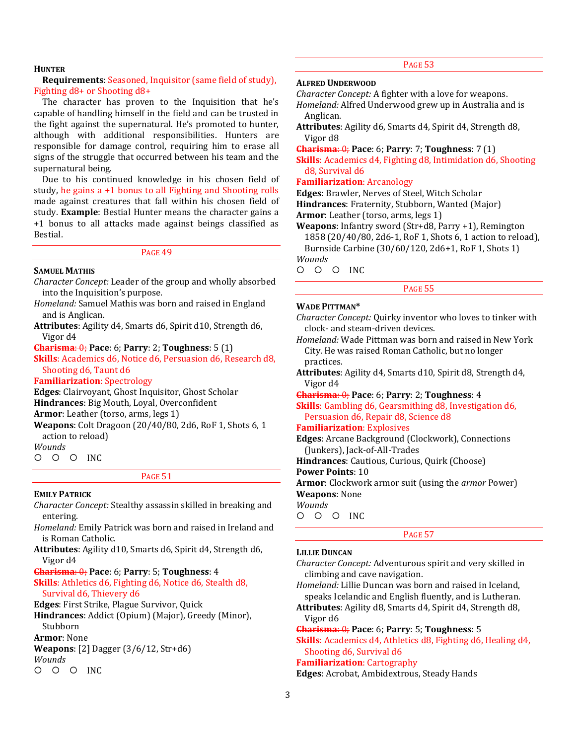### Hunter

**Requirements**: Seasoned, Inquisitor (same field of study), Fighting d8+ or Shooting d8+

The character has proven to the Inquisition that he's capable of handling himself in the field and can be trusted in the fight against the supernatural. He's promoted to hunter, although with additional responsibilities. Hunters are responsible for damage control, requiring him to erase all signs of the struggle that occurred between his team and the supernatural being.

Due to his continued knowledge in his chosen field of study, he gains a +1 bonus to all Fighting and Shooting rolls made against creatures that fall within his chosen field of study. **Example**: Bestial Hunter means the character gains a +1 bonus to all attacks made against beings classified as Bestial.

Page 49

### Samuel Mathis

*Character Concept:* Leader of the group and wholly absorbed into the Inquisition's purpose.
*Homeland:* Samuel Mathis was born and raised in England and is Anglican.
**Attributes**: Agility d4, Smarts d6, Spirit d10, Strength d6, Vigor d4
~~**Charisma**: 0;~~ **Pace**: 6; **Parry**: 2; **Toughness**: 5 (1)
**Skills**: Academics d6, Notice d6, Persuasion d6, Research d8, Shooting d6, Taunt d6
**Familiarization**: Spectrology
**Edges**: Clairvoyant, Ghost Inquisitor, Ghost Scholar
**Hindrances**: Big Mouth, Loyal, Overconfident
**Armor**: Leather (torso, arms, legs 1)
**Weapons**: Colt Dragoon (20/40/80, 2d6, RoF 1, Shots 6, 1 action to reload)
*Wounds*
○ ○ ○ INC

Page 51

### Emily Patrick

*Character Concept:* Stealthy assassin skilled in breaking and entering.
*Homeland:* Emily Patrick was born and raised in Ireland and is Roman Catholic.
**Attributes**: Agility d10, Smarts d6, Spirit d4, Strength d6, Vigor d4
~~**Charisma**: 0;~~ **Pace**: 6; **Parry**: 5; **Toughness**: 4
**Skills**: Athletics d6, Fighting d6, Notice d6, Stealth d8, Survival d6, Thievery d6
**Edges**: First Strike, Plague Survivor, Quick
**Hindrances**: Addict (Opium) (Major), Greedy (Minor), Stubborn
**Armor**: None
**Weapons**: [2] Dagger (3/6/12, Str+d6)
*Wounds*
○ ○ ○ INC

Page 53

### Alfred Underwood

*Character Concept:* A fighter with a love for weapons.
*Homeland:* Alfred Underwood grew up in Australia and is Anglican.
**Attributes**: Agility d6, Smarts d4, Spirit d4, Strength d8, Vigor d8
~~**Charisma**: 0;~~ **Pace**: 6; **Parry**: 7; **Toughness**: 7 (1)
**Skills**: Academics d4, Fighting d8, Intimidation d6, Shooting d8, Survival d6
**Familiarization**: Arcanology
**Edges**: Brawler, Nerves of Steel, Witch Scholar
**Hindrances**: Fraternity, Stubborn, Wanted (Major)
**Armor**: Leather (torso, arms, legs 1)
**Weapons**: Infantry sword (Str+d8, Parry +1), Remington 1858 (20/40/80, 2d6-1, RoF 1, Shots 6, 1 action to reload), Burnside Carbine (30/60/120, 2d6+1, RoF 1, Shots 1)
*Wounds*
○ ○ ○ INC

Page 55

### Wade Pittman*

*Character Concept:* Quirky inventor who loves to tinker with clock- and steam-driven devices.
*Homeland:* Wade Pittman was born and raised in New York City. He was raised Roman Catholic, but no longer practices.
**Attributes**: Agility d4, Smarts d10, Spirit d8, Strength d4, Vigor d4
~~**Charisma**: 0;~~ **Pace**: 6; **Parry**: 2; **Toughness**: 4
**Skills**: Gambling d6, Gearsmithing d8, Investigation d6, Persuasion d6, Repair d8, Science d8
**Familiarization**: Explosives
**Edges**: Arcane Background (Clockwork), Connections (Junkers), Jack-of-All-Trades
**Hindrances**: Cautious, Curious, Quirk (Choose)
**Power Points**: 10
**Armor**: Clockwork armor suit (using the *armor* Power)
**Weapons**: None
*Wounds*
○ ○ ○ INC

Page 57

### Lillie Duncan

*Character Concept:* Adventurous spirit and very skilled in climbing and cave navigation.
*Homeland:* Lillie Duncan was born and raised in Iceland, speaks Icelandic and English fluently, and is Lutheran.
**Attributes**: Agility d8, Smarts d4, Spirit d4, Strength d8, Vigor d6
~~**Charisma**: 0;~~ **Pace**: 6; **Parry**: 5; **Toughness**: 5
**Skills**: Academics d4, Athletics d8, Fighting d6, Healing d4, Shooting d6, Survival d6
**Familiarization**: Cartography
**Edges**: Acrobat, Ambidextrous, Steady Hands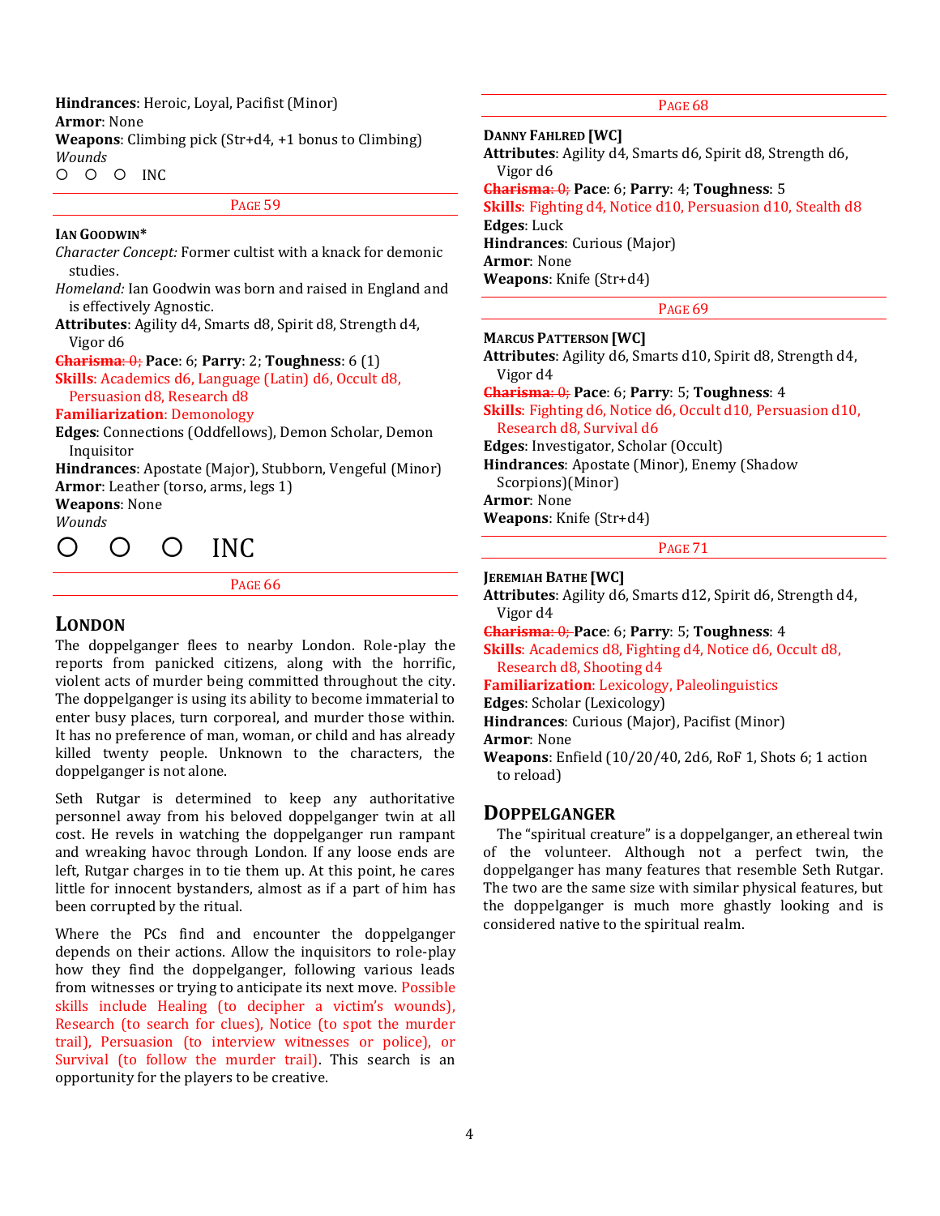**Hindrances**: Heroic, Loyal, Pacifist (Minor)
**Armor**: None
**Weapons**: Climbing pick (Str+d4, +1 bonus to Climbing)
*Wounds*
○ ○ ○ INC

PAGE 59

**IAN GOODWIN***
*Character Concept:* Former cultist with a knack for demonic studies.
*Homeland:* Ian Goodwin was born and raised in England and is effectively Agnostic.
**Attributes**: Agility d4, Smarts d8, Spirit d8, Strength d4, Vigor d6
~~**Charisma**: 0;~~ **Pace**: 6; **Parry**: 2; **Toughness**: 6 (1)
**Skills**: Academics d6, Language (Latin) d6, Occult d8, Persuasion d8, Research d8
**Familiarization**: Demonology
**Edges**: Connections (Oddfellows), Demon Scholar, Demon Inquisitor
**Hindrances**: Apostate (Major), Stubborn, Vengeful (Minor)
**Armor**: Leather (torso, arms, legs 1)
**Weapons**: None
*Wounds*
○ ○ ○ INC

PAGE 66

## LONDON

The doppelganger flees to nearby London. Role-play the reports from panicked citizens, along with the horrific, violent acts of murder being committed throughout the city. The doppelganger is using its ability to become immaterial to enter busy places, turn corporeal, and murder those within. It has no preference of man, woman, or child and has already killed twenty people. Unknown to the characters, the doppelganger is not alone.

Seth Rutgar is determined to keep any authoritative personnel away from his beloved doppelganger twin at all cost. He revels in watching the doppelganger run rampant and wreaking havoc through London. If any loose ends are left, Rutgar charges in to tie them up. At this point, he cares little for innocent bystanders, almost as if a part of him has been corrupted by the ritual.

Where the PCs find and encounter the doppelganger depends on their actions. Allow the inquisitors to role-play how they find the doppelganger, following various leads from witnesses or trying to anticipate its next move. Possible skills include Healing (to decipher a victim's wounds), Research (to search for clues), Notice (to spot the murder trail), Persuasion (to interview witnesses or police), or Survival (to follow the murder trail). This search is an opportunity for the players to be creative.

PAGE 68

**DANNY FAHLRED [WC]**
**Attributes**: Agility d4, Smarts d6, Spirit d8, Strength d6, Vigor d6
~~**Charisma**: 0;~~ **Pace**: 6; **Parry**: 4; **Toughness**: 5
**Skills**: Fighting d4, Notice d10, Persuasion d10, Stealth d8
**Edges**: Luck
**Hindrances**: Curious (Major)
**Armor**: None
**Weapons**: Knife (Str+d4)

PAGE 69

**MARCUS PATTERSON [WC]**
**Attributes**: Agility d6, Smarts d10, Spirit d8, Strength d4, Vigor d4
~~**Charisma**: 0;~~ **Pace**: 6; **Parry**: 5; **Toughness**: 4
**Skills**: Fighting d6, Notice d6, Occult d10, Persuasion d10, Research d8, Survival d6
**Edges**: Investigator, Scholar (Occult)
**Hindrances**: Apostate (Minor), Enemy (Shadow Scorpions)(Minor)
**Armor**: None
**Weapons**: Knife (Str+d4)

PAGE 71

**JEREMIAH BATHE [WC]**
**Attributes**: Agility d6, Smarts d12, Spirit d6, Strength d4, Vigor d4
~~**Charisma**: 0;~~ **Pace**: 6; **Parry**: 5; **Toughness**: 4
**Skills**: Academics d8, Fighting d4, Notice d6, Occult d8, Research d8, Shooting d4
**Familiarization**: Lexicology, Paleolinguistics
**Edges**: Scholar (Lexicology)
**Hindrances**: Curious (Major), Pacifist (Minor)
**Armor**: None
**Weapons**: Enfield (10/20/40, 2d6, RoF 1, Shots 6; 1 action to reload)

## DOPPELGANGER

The "spiritual creature" is a doppelganger, an ethereal twin of the volunteer. Although not a perfect twin, the doppelganger has many features that resemble Seth Rutgar. The two are the same size with similar physical features, but the doppelganger is much more ghastly looking and is considered native to the spiritual realm.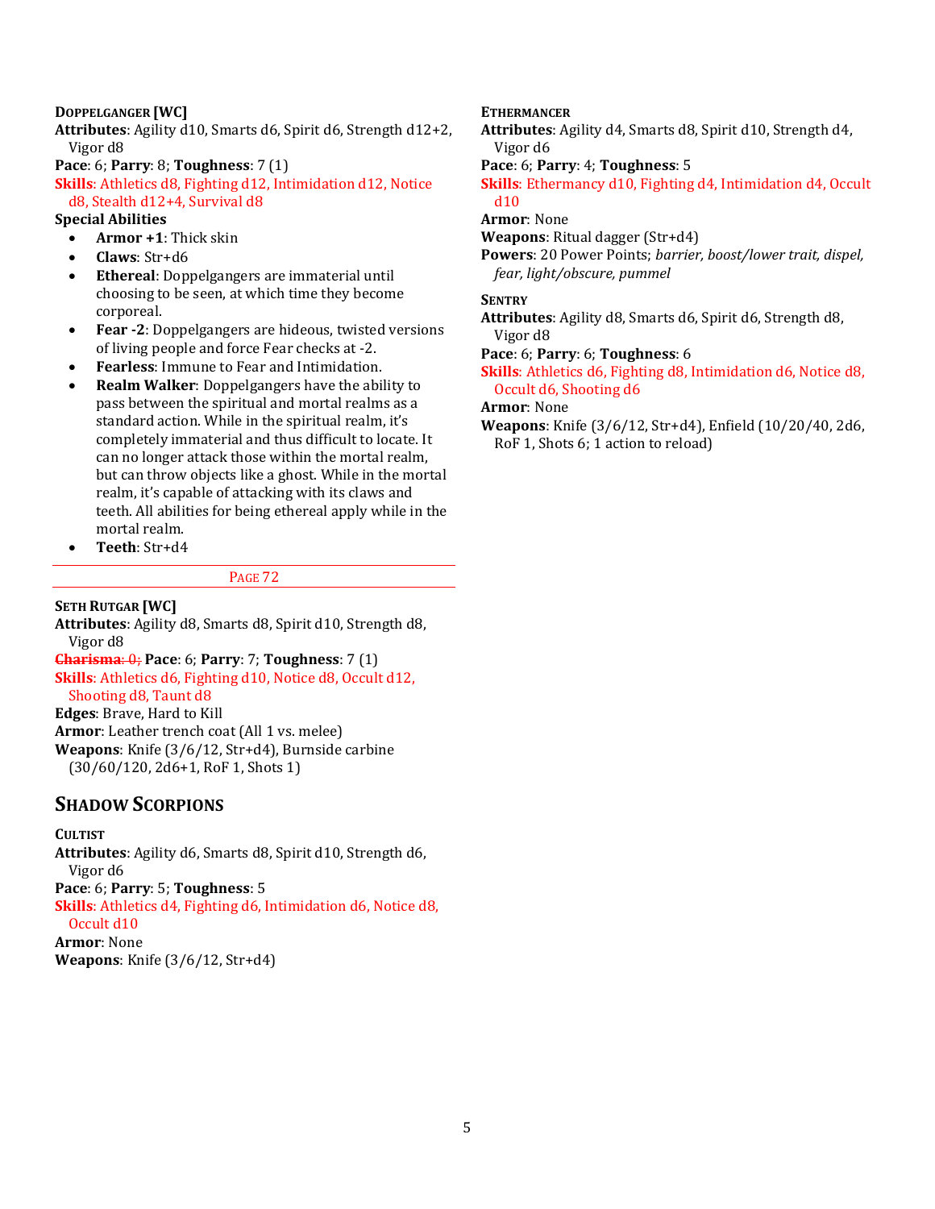**DOPPELGANGER [WC]**

**Attributes**: Agility d10, Smarts d6, Spirit d6, Strength d12+2, Vigor d8

**Pace**: 6; **Parry**: 8; **Toughness**: 7 (1)

**Skills**: Athletics d8, Fighting d12, Intimidation d12, Notice d8, Stealth d12+4, Survival d8

**Special Abilities**

- **Armor +1**: Thick skin
- **Claws**: Str+d6
- **Ethereal**: Doppelgangers are immaterial until choosing to be seen, at which time they become corporeal.
- **Fear -2**: Doppelgangers are hideous, twisted versions of living people and force Fear checks at -2.
- **Fearless**: Immune to Fear and Intimidation.
- **Realm Walker**: Doppelgangers have the ability to pass between the spiritual and mortal realms as a standard action. While in the spiritual realm, it's completely immaterial and thus difficult to locate. It can no longer attack those within the mortal realm, but can throw objects like a ghost. While in the mortal realm, it's capable of attacking with its claws and teeth. All abilities for being ethereal apply while in the mortal realm.
- **Teeth**: Str+d4

PAGE 72

**SETH RUTGAR [WC]**

**Attributes**: Agility d8, Smarts d8, Spirit d10, Strength d8, Vigor d8

~~**Charisma**: 0;~~ **Pace**: 6; **Parry**: 7; **Toughness**: 7 (1)

**Skills**: Athletics d6, Fighting d10, Notice d8, Occult d12, Shooting d8, Taunt d8

**Edges**: Brave, Hard to Kill

**Armor**: Leather trench coat (All 1 vs. melee)

**Weapons**: Knife (3/6/12, Str+d4), Burnside carbine (30/60/120, 2d6+1, RoF 1, Shots 1)

## SHADOW SCORPIONS

**CULTIST**

**Attributes**: Agility d6, Smarts d8, Spirit d10, Strength d6, Vigor d6

**Pace**: 6; **Parry**: 5; **Toughness**: 5

**Skills**: Athletics d4, Fighting d6, Intimidation d6, Notice d8, Occult d10

**Armor**: None

**Weapons**: Knife (3/6/12, Str+d4)

**ETHERMANCER**

**Attributes**: Agility d4, Smarts d8, Spirit d10, Strength d4, Vigor d6

**Pace**: 6; **Parry**: 4; **Toughness**: 5

**Skills**: Ethermancy d10, Fighting d4, Intimidation d4, Occult d10

**Armor**: None

**Weapons**: Ritual dagger (Str+d4)

**Powers**: 20 Power Points; *barrier, boost/lower trait, dispel, fear, light/obscure, pummel*

**SENTRY**

**Attributes**: Agility d8, Smarts d6, Spirit d6, Strength d8, Vigor d8

**Pace**: 6; **Parry**: 6; **Toughness**: 6

**Skills**: Athletics d6, Fighting d8, Intimidation d6, Notice d8, Occult d6, Shooting d6

**Armor**: None

**Weapons**: Knife (3/6/12, Str+d4), Enfield (10/20/40, 2d6, RoF 1, Shots 6; 1 action to reload)